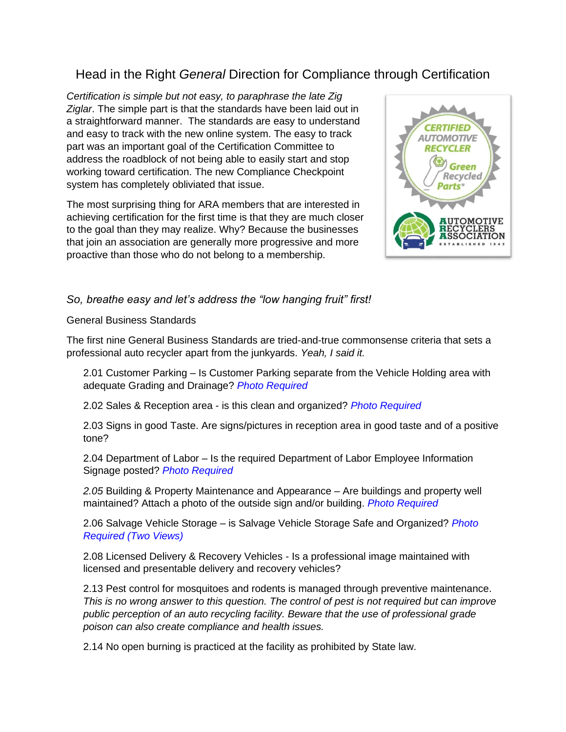# Head in the Right *General* Direction for Compliance through Certification

*Certification is simple but not easy, to paraphrase the late Zig Ziglar*. The simple part is that the standards have been laid out in a straightforward manner. The standards are easy to understand and easy to track with the new online system. The easy to track part was an important goal of the Certification Committee to address the roadblock of not being able to easily start and stop working toward certification. The new Compliance Checkpoint system has completely obliviated that issue.

The most surprising thing for ARA members that are interested in achieving certification for the first time is that they are much closer to the goal than they may realize. Why? Because the businesses that join an association are generally more progressive and more proactive than those who do not belong to a membership.

*So, breathe easy and let's address the "low hanging fruit" first!*

General Business Standards

The first nine General Business Standards are tried-and-true commonsense criteria that sets a professional auto recycler apart from the junkyards. *Yeah, I said it.*

2.01 Customer Parking – Is Customer Parking separate from the Vehicle Holding area with adequate Grading and Drainage? *Photo Required*

2.02 Sales & Reception area - is this clean and organized? *Photo Required*

2.03 Signs in good Taste. Are signs/pictures in reception area in good taste and of a positive tone?

2.04 Department of Labor – Is the required Department of Labor Employee Information Signage posted? *Photo Required*

*2.05* Building & Property Maintenance and Appearance – Are buildings and property well maintained? Attach a photo of the outside sign and/or building. *Photo Required*

2.06 Salvage Vehicle Storage – is Salvage Vehicle Storage Safe and Organized? *Photo Required (Two Views)*

2.08 Licensed Delivery & Recovery Vehicles - Is a professional image maintained with licensed and presentable delivery and recovery vehicles?

2.13 Pest control for mosquitoes and rodents is managed through preventive maintenance. *This is no wrong answer to this question. The control of pest is not required but can improve public perception of an auto recycling facility. Beware that the use of professional grade poison can also create compliance and health issues.*

2.14 No open burning is practiced at the facility as prohibited by State law.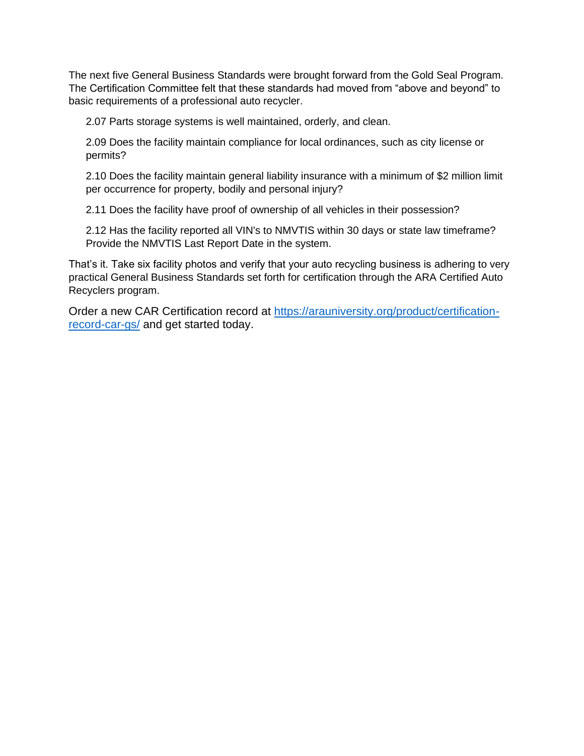The next five General Business Standards were brought forward from the Gold Seal Program. The Certification Committee felt that these standards had moved from “above and beyond” to basic requirements of a professional auto recycler.

2.07 Parts storage systems is well maintained, orderly, and clean.

2.09 Does the facility maintain compliance for local ordinances, such as city license or permits?

2.10 Does the facility maintain general liability insurance with a minimum of $2 million limit per occurrence for property, bodily and personal injury?

2.11 Does the facility have proof of ownership of all vehicles in their possession?

2.12 Has the facility reported all VIN's to NMVTIS within 30 days or state law timeframe? Provide the NMVTIS Last Report Date in the system.

That’s it. Take six facility photos and verify that your auto recycling business is adhering to very practical General Business Standards set forth for certification through the ARA Certified Auto Recyclers program.

Order a new CAR Certification record at [https://arauniversity.org/product/certification-record-car-gs/](https://arauniversity.org/product/certification-record-car-gs/) and get started today.